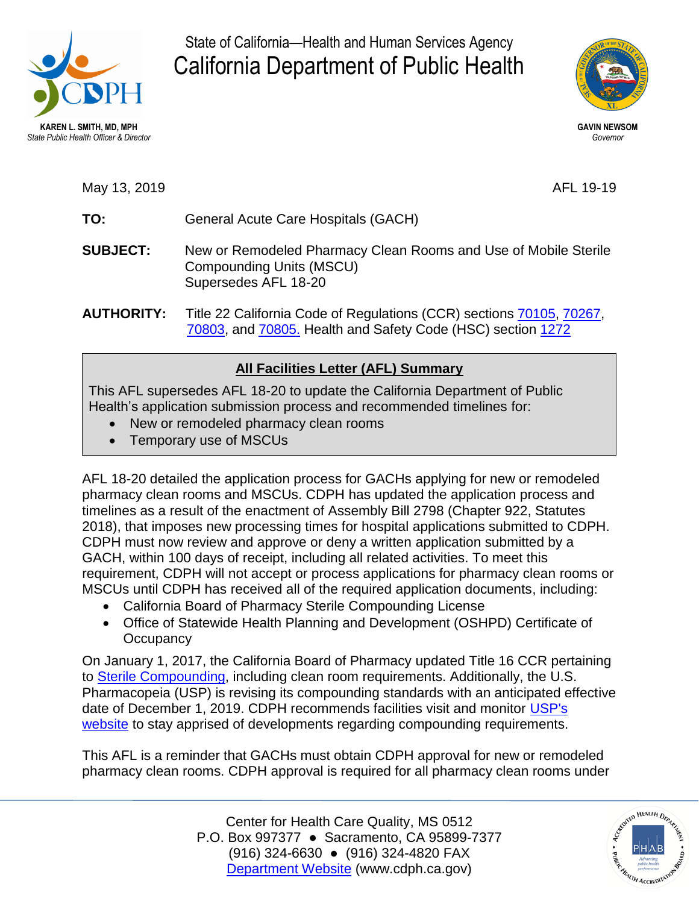KAREN L. SMITH, MD, MPH
*State Public Health Officer & Director*

State of California—Health and Human Services Agency

# California Department of Public Health

GAVIN NEWSOM
*Governor*

May 13, 2019 AFL 19-19

**TO:** General Acute Care Hospitals (GACH)

**SUBJECT:** New or Remodeled Pharmacy Clean Rooms and Use of Mobile Sterile Compounding Units (MSCU)
Supersedes AFL 18-20

**AUTHORITY:** Title 22 California Code of Regulations (CCR) sections [70105](), [70267](), [70803](), and [70805.]() Health and Safety Code (HSC) section [1272]()

## All Facilities Letter (AFL) Summary

This AFL supersedes AFL 18-20 to update the California Department of Public Health's application submission process and recommended timelines for:

- New or remodeled pharmacy clean rooms
- Temporary use of MSCUs

AFL 18-20 detailed the application process for GACHs applying for new or remodeled pharmacy clean rooms and MSCUs. CDPH has updated the application process and timelines as a result of the enactment of Assembly Bill 2798 (Chapter 922, Statutes 2018), that imposes new processing times for hospital applications submitted to CDPH. CDPH must now review and approve or deny a written application submitted by a GACH, within 100 days of receipt, including all related activities. To meet this requirement, CDPH will not accept or process applications for pharmacy clean rooms or MSCUs until CDPH has received all of the required application documents, including:

- California Board of Pharmacy Sterile Compounding License
- Office of Statewide Health Planning and Development (OSHPD) Certificate of Occupancy

On January 1, 2017, the California Board of Pharmacy updated Title 16 CCR pertaining to [Sterile Compounding](), including clean room requirements. Additionally, the U.S. Pharmacopeia (USP) is revising its compounding standards with an anticipated effective date of December 1, 2019. CDPH recommends facilities visit and monitor [USP's website]() to stay apprised of developments regarding compounding requirements.

This AFL is a reminder that GACHs must obtain CDPH approval for new or remodeled pharmacy clean rooms. CDPH approval is required for all pharmacy clean rooms under

Center for Health Care Quality, MS 0512
P.O. Box 997377 ● Sacramento, CA 95899-7377
(916) 324-6630 ● (916) 324-4820 FAX
[Department Website]() (www.cdph.ca.gov)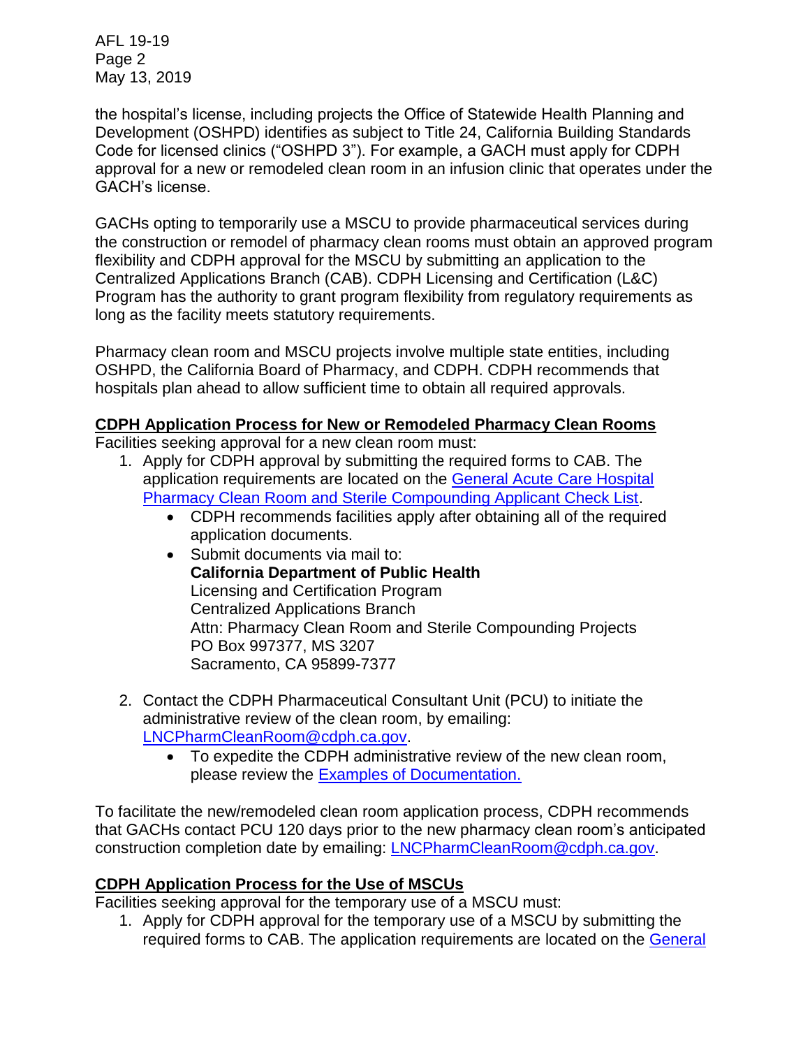the hospital's license, including projects the Office of Statewide Health Planning and Development (OSHPD) identifies as subject to Title 24, California Building Standards Code for licensed clinics ("OSHPD 3"). For example, a GACH must apply for CDPH approval for a new or remodeled clean room in an infusion clinic that operates under the GACH's license.

GACHs opting to temporarily use a MSCU to provide pharmaceutical services during the construction or remodel of pharmacy clean rooms must obtain an approved program flexibility and CDPH approval for the MSCU by submitting an application to the Centralized Applications Branch (CAB). CDPH Licensing and Certification (L&C) Program has the authority to grant program flexibility from regulatory requirements as long as the facility meets statutory requirements.

Pharmacy clean room and MSCU projects involve multiple state entities, including OSHPD, the California Board of Pharmacy, and CDPH. CDPH recommends that hospitals plan ahead to allow sufficient time to obtain all required approvals.

## CDPH Application Process for New or Remodeled Pharmacy Clean Rooms

Facilities seeking approval for a new clean room must:

1. Apply for CDPH approval by submitting the required forms to CAB. The application requirements are located on the [General Acute Care Hospital Pharmacy Clean Room and Sterile Compounding Applicant Check List]().
   - CDPH recommends facilities apply after obtaining all of the required application documents.
   - Submit documents via mail to:
     **California Department of Public Health**
     Licensing and Certification Program
     Centralized Applications Branch
     Attn: Pharmacy Clean Room and Sterile Compounding Projects
     PO Box 997377, MS 3207
     Sacramento, CA 95899-7377

2. Contact the CDPH Pharmaceutical Consultant Unit (PCU) to initiate the administrative review of the clean room, by emailing: LNCPharmCleanRoom@cdph.ca.gov.
   - To expedite the CDPH administrative review of the new clean room, please review the [Examples of Documentation.]()

To facilitate the new/remodeled clean room application process, CDPH recommends that GACHs contact PCU 120 days prior to the new pharmacy clean room's anticipated construction completion date by emailing: LNCPharmCleanRoom@cdph.ca.gov.

## CDPH Application Process for the Use of MSCUs

Facilities seeking approval for the temporary use of a MSCU must:

1. Apply for CDPH approval for the temporary use of a MSCU by submitting the required forms to CAB. The application requirements are located on the General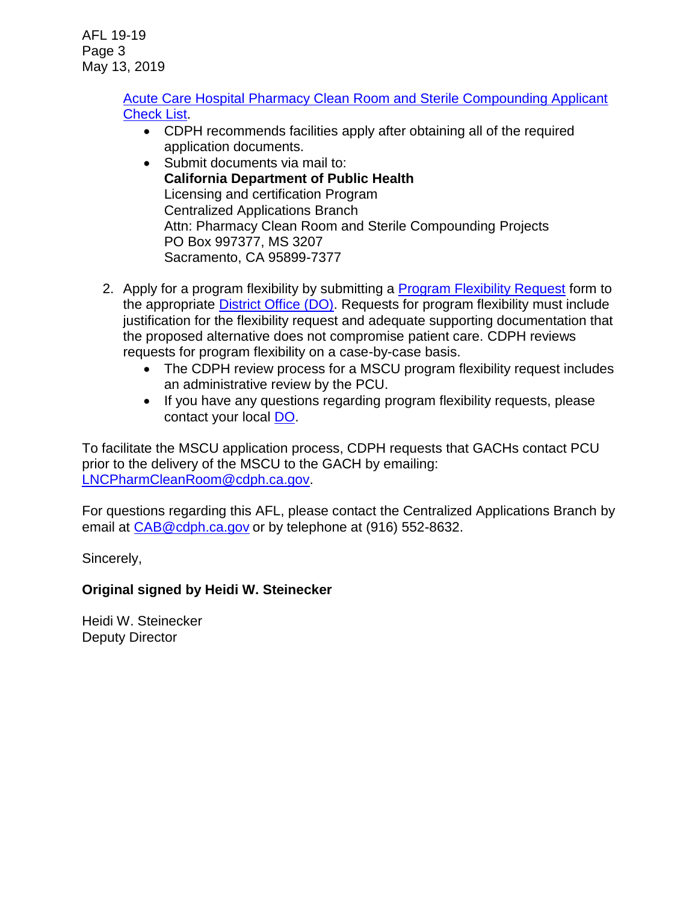Acute Care Hospital Pharmacy Clean Room and Sterile Compounding Applicant Check List.

- CDPH recommends facilities apply after obtaining all of the required application documents.
- Submit documents via mail to:
  **California Department of Public Health**
  Licensing and certification Program
  Centralized Applications Branch
  Attn: Pharmacy Clean Room and Sterile Compounding Projects
  PO Box 997377, MS 3207
  Sacramento, CA 95899-7377

2. Apply for a program flexibility by submitting a Program Flexibility Request form to the appropriate District Office (DO). Requests for program flexibility must include justification for the flexibility request and adequate supporting documentation that the proposed alternative does not compromise patient care. CDPH reviews requests for program flexibility on a case-by-case basis.
   - The CDPH review process for a MSCU program flexibility request includes an administrative review by the PCU.
   - If you have any questions regarding program flexibility requests, please contact your local DO.

To facilitate the MSCU application process, CDPH requests that GACHs contact PCU prior to the delivery of the MSCU to the GACH by emailing: LNCPharmCleanRoom@cdph.ca.gov.

For questions regarding this AFL, please contact the Centralized Applications Branch by email at CAB@cdph.ca.gov or by telephone at (916) 552-8632.

Sincerely,

**Original signed by Heidi W. Steinecker**

Heidi W. Steinecker
Deputy Director